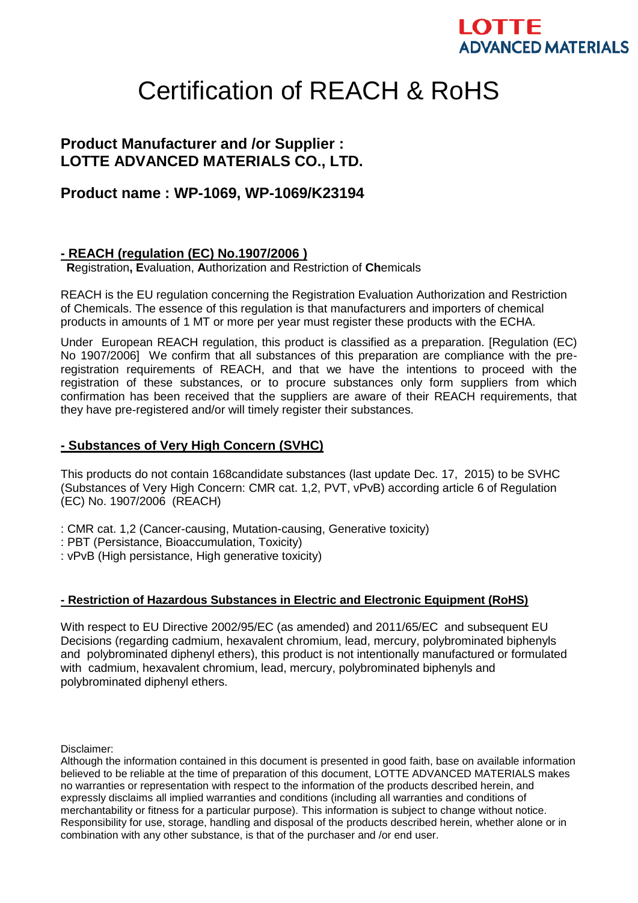LOTTE
ADVANCED MATERIALS

# Certification of REACH & RoHS

## Product Manufacturer and /or Supplier :
## LOTTE ADVANCED MATERIALS CO., LTD.

## Product name : WP-1069, WP-1069/K23194

### - REACH (regulation (EC) No.1907/2006 )

**R**egistration**, E**valuation, **A**uthorization and Restriction of **Ch**emicals

REACH is the EU regulation concerning the Registration Evaluation Authorization and Restriction of Chemicals. The essence of this regulation is that manufacturers and importers of chemical products in amounts of 1 MT or more per year must register these products with the ECHA.

Under European REACH regulation, this product is classified as a preparation. [Regulation (EC) No 1907/2006] We confirm that all substances of this preparation are compliance with the pre-registration requirements of REACH, and that we have the intentions to proceed with the registration of these substances, or to procure substances only form suppliers from which confirmation has been received that the suppliers are aware of their REACH requirements, that they have pre-registered and/or will timely register their substances.

### - Substances of Very High Concern (SVHC)

This products do not contain 168candidate substances (last update Dec. 17, 2015) to be SVHC (Substances of Very High Concern: CMR cat. 1,2, PVT, vPvB) according article 6 of Regulation (EC) No. 1907/2006 (REACH)

: CMR cat. 1,2 (Cancer-causing, Mutation-causing, Generative toxicity)
: PBT (Persistance, Bioaccumulation, Toxicity)
: vPvB (High persistance, High generative toxicity)

### - Restriction of Hazardous Substances in Electric and Electronic Equipment (RoHS)

With respect to EU Directive 2002/95/EC (as amended) and 2011/65/EC and subsequent EU Decisions (regarding cadmium, hexavalent chromium, lead, mercury, polybrominated biphenyls and polybrominated diphenyl ethers), this product is not intentionally manufactured or formulated with cadmium, hexavalent chromium, lead, mercury, polybrominated biphenyls and polybrominated diphenyl ethers.

Disclaimer:
Although the information contained in this document is presented in good faith, base on available information believed to be reliable at the time of preparation of this document, LOTTE ADVANCED MATERIALS makes no warranties or representation with respect to the information of the products described herein, and expressly disclaims all implied warranties and conditions (including all warranties and conditions of merchantability or fitness for a particular purpose). This information is subject to change without notice. Responsibility for use, storage, handling and disposal of the products described herein, whether alone or in combination with any other substance, is that of the purchaser and /or end user.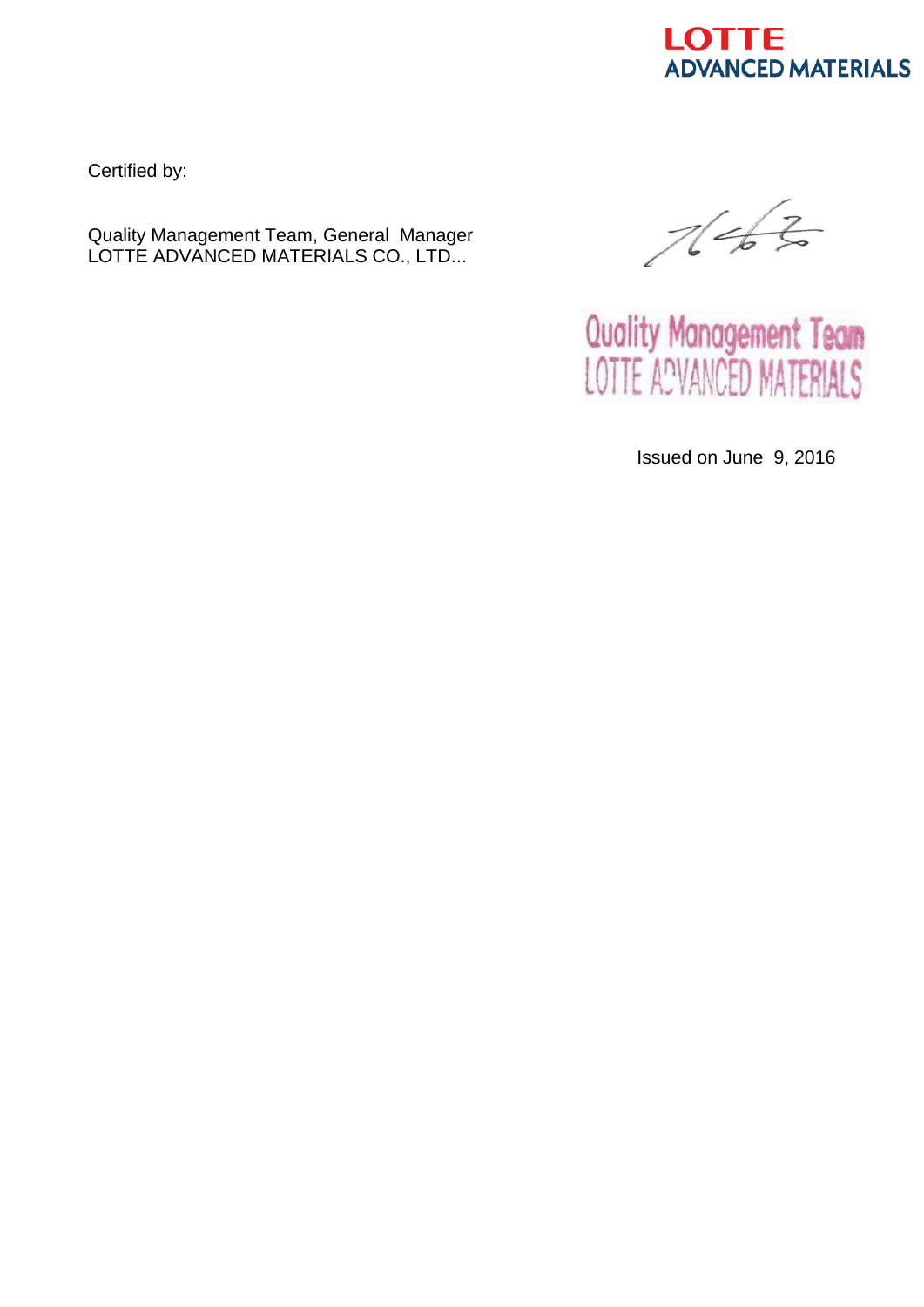Certified by:

Quality Management Team, General Manager
LOTTE ADVANCED MATERIALS CO., LTD...

Quality Management Team
LOTTE ADVANCED MATERIALS

Issued on June 9, 2016